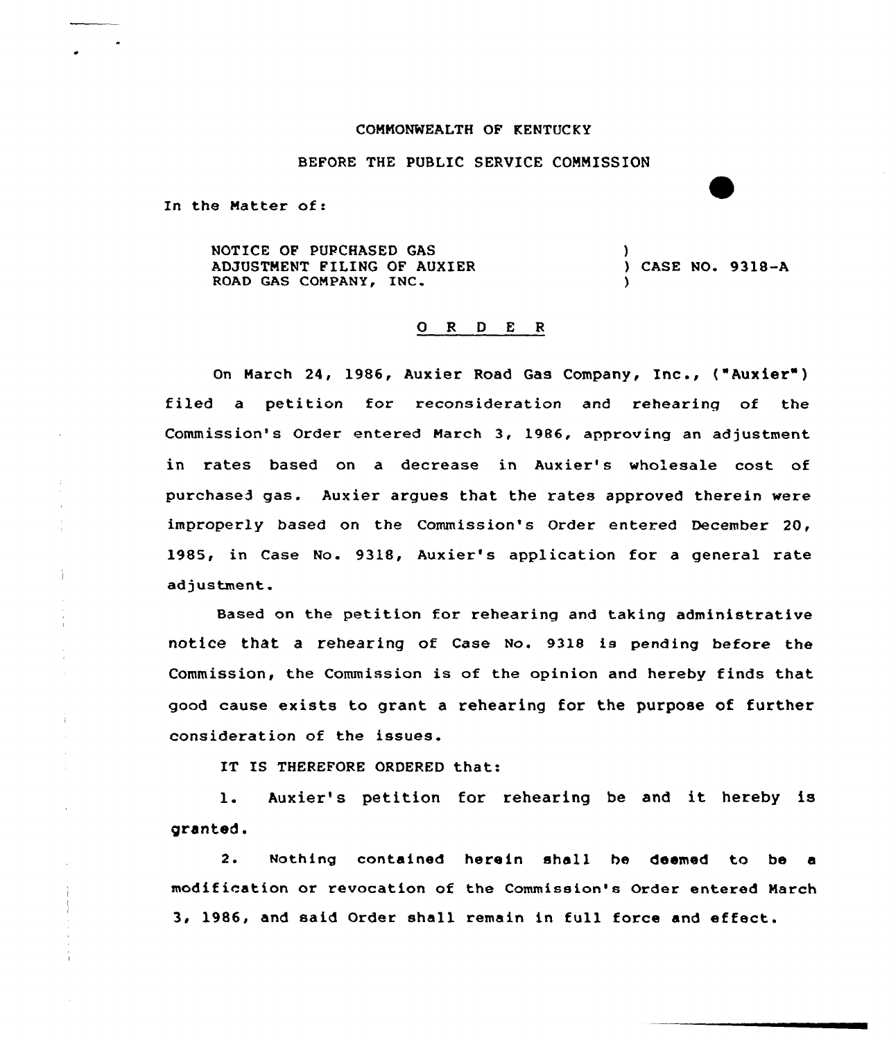COMMONWEALTH OF KENTUCKY

BEFORE THE PUBLIC SERVICE COMMISSION

In the Matter of:

NOTICE OF PURCHASED GAS ADJUSTMENT FILING OF AUXIER ROAD GAS COMPANY, INC. ) CASE NO. 9318-A

O R D E R

On March 24, 1986, Auxier Road Gas Company, Inc., ("Auxier") filed a petition for reconsideration and rehearing of the Commission's Order entered March 3, 1986, approving an adjustment in rates based on a decrease in Auxier's wholesale cost of purchased gas. Auxier argues that the rates approved therein were improperly based on the Commission's Order entered December 20, 1985, in Case No. 9318, Auxier's application for a general rate adjustment.

Based on the petition for rehearing and taking administrative notice that a rehearing of Case No. 9318 is pending before the Commission, the Commission is of the opinion and hereby finds that good cause exists to grant a rehearing for the purpose of further consideration of the issues.

IT IS THEREFORE ORDERED that:

1. Auxier's petition for rehearing be and it hereby is granted.

2. Nothing contained herein shall be deemed to be a modification or revocation of the Commission's Order entered March 3, 1986, and said Order shall remain in full force and effect.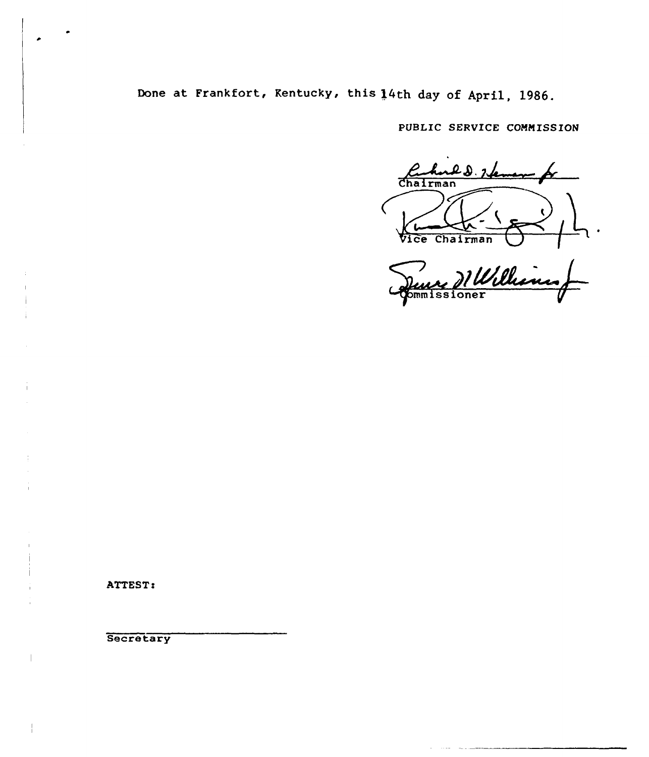Done at Frankfort, Kentucky, this 14th day of April, 1986.

PUBLIC SERVICE COMMISSION

Chairman

Vice Chairman

Commissioner

ATTEST:

Secretary